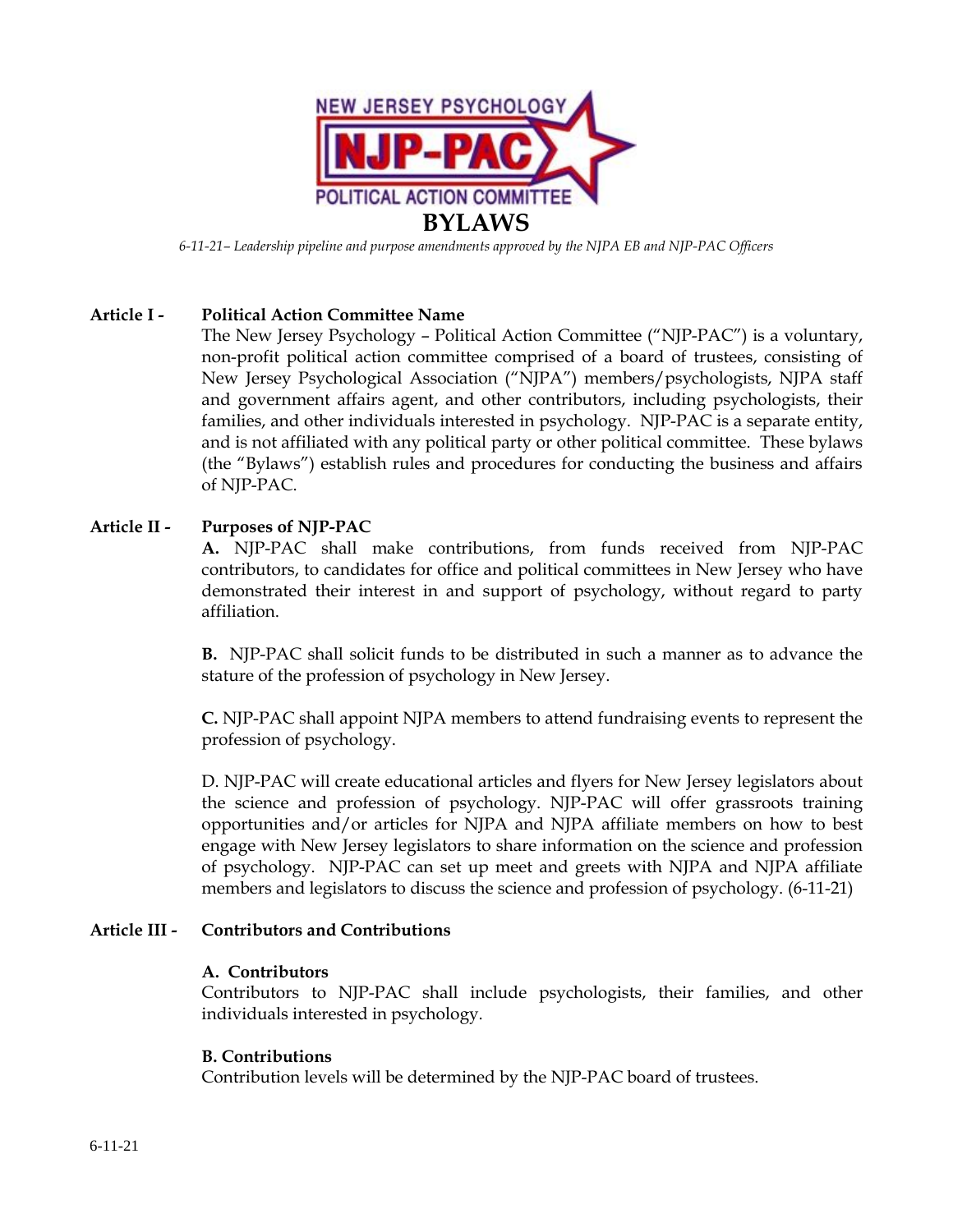NEW JERSEY PSYCHOLOGY

NJP-PAC

POLITICAL ACTION COMMITTEE

# BYLAWS

*6-11-21– Leadership pipeline and purpose amendments approved by the NJPA EB and NJP-PAC Officers*

## Article I - Political Action Committee Name

The New Jersey Psychology – Political Action Committee ("NJP-PAC") is a voluntary, non-profit political action committee comprised of a board of trustees, consisting of New Jersey Psychological Association ("NJPA") members/psychologists, NJPA staff and government affairs agent, and other contributors, including psychologists, their families, and other individuals interested in psychology. NJP-PAC is a separate entity, and is not affiliated with any political party or other political committee. These bylaws (the "Bylaws") establish rules and procedures for conducting the business and affairs of NJP-PAC.

## Article II - Purposes of NJP-PAC

**A.** NJP-PAC shall make contributions, from funds received from NJP-PAC contributors, to candidates for office and political committees in New Jersey who have demonstrated their interest in and support of psychology, without regard to party affiliation.

**B.** NJP-PAC shall solicit funds to be distributed in such a manner as to advance the stature of the profession of psychology in New Jersey.

**C.** NJP-PAC shall appoint NJPA members to attend fundraising events to represent the profession of psychology.

D. NJP-PAC will create educational articles and flyers for New Jersey legislators about the science and profession of psychology. NJP-PAC will offer grassroots training opportunities and/or articles for NJPA and NJPA affiliate members on how to best engage with New Jersey legislators to share information on the science and profession of psychology. NJP-PAC can set up meet and greets with NJPA and NJPA affiliate members and legislators to discuss the science and profession of psychology. (6-11-21)

## Article III - Contributors and Contributions

### A. Contributors

Contributors to NJP-PAC shall include psychologists, their families, and other individuals interested in psychology.

### B. Contributions

Contribution levels will be determined by the NJP-PAC board of trustees.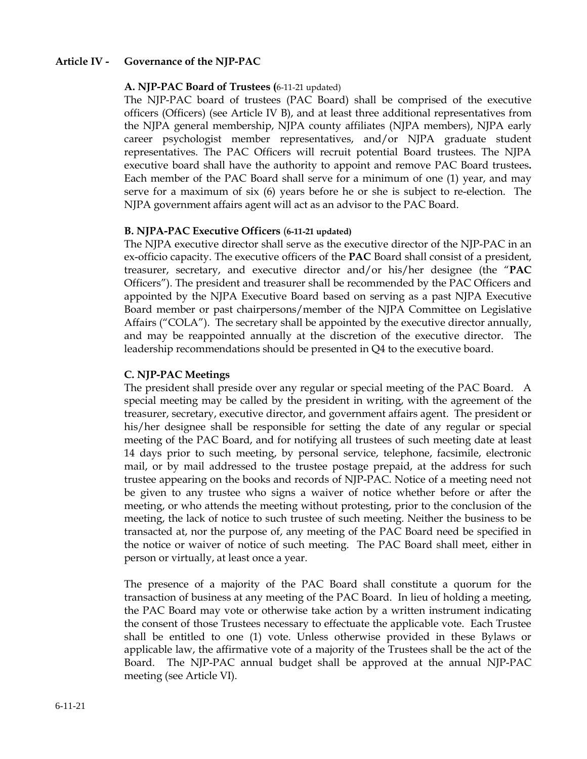## Article IV - Governance of the NJP-PAC

### A. NJP-PAC Board of Trustees (6-11-21 updated)

The NJP-PAC board of trustees (PAC Board) shall be comprised of the executive officers (Officers) (see Article IV B), and at least three additional representatives from the NJPA general membership, NJPA county affiliates (NJPA members), NJPA early career psychologist member representatives, and/or NJPA graduate student representatives. The PAC Officers will recruit potential Board trustees. The NJPA executive board shall have the authority to appoint and remove PAC Board trustees**.** Each member of the PAC Board shall serve for a minimum of one (1) year, and may serve for a maximum of six (6) years before he or she is subject to re-election. The NJPA government affairs agent will act as an advisor to the PAC Board.

### B. NJPA-PAC Executive Officers (6-11-21 updated)

The NJPA executive director shall serve as the executive director of the NJP-PAC in an ex-officio capacity. The executive officers of the **PAC** Board shall consist of a president, treasurer, secretary, and executive director and/or his/her designee (the "**PAC** Officers"). The president and treasurer shall be recommended by the PAC Officers and appointed by the NJPA Executive Board based on serving as a past NJPA Executive Board member or past chairpersons/member of the NJPA Committee on Legislative Affairs ("COLA"). The secretary shall be appointed by the executive director annually, and may be reappointed annually at the discretion of the executive director. The leadership recommendations should be presented in Q4 to the executive board.

### C. NJP-PAC Meetings

The president shall preside over any regular or special meeting of the PAC Board. A special meeting may be called by the president in writing, with the agreement of the treasurer, secretary, executive director, and government affairs agent. The president or his/her designee shall be responsible for setting the date of any regular or special meeting of the PAC Board, and for notifying all trustees of such meeting date at least 14 days prior to such meeting, by personal service, telephone, facsimile, electronic mail, or by mail addressed to the trustee postage prepaid, at the address for such trustee appearing on the books and records of NJP-PAC. Notice of a meeting need not be given to any trustee who signs a waiver of notice whether before or after the meeting, or who attends the meeting without protesting, prior to the conclusion of the meeting, the lack of notice to such trustee of such meeting. Neither the business to be transacted at, nor the purpose of, any meeting of the PAC Board need be specified in the notice or waiver of notice of such meeting. The PAC Board shall meet, either in person or virtually, at least once a year.

The presence of a majority of the PAC Board shall constitute a quorum for the transaction of business at any meeting of the PAC Board. In lieu of holding a meeting, the PAC Board may vote or otherwise take action by a written instrument indicating the consent of those Trustees necessary to effectuate the applicable vote. Each Trustee shall be entitled to one (1) vote. Unless otherwise provided in these Bylaws or applicable law, the affirmative vote of a majority of the Trustees shall be the act of the Board. The NJP-PAC annual budget shall be approved at the annual NJP-PAC meeting (see Article VI).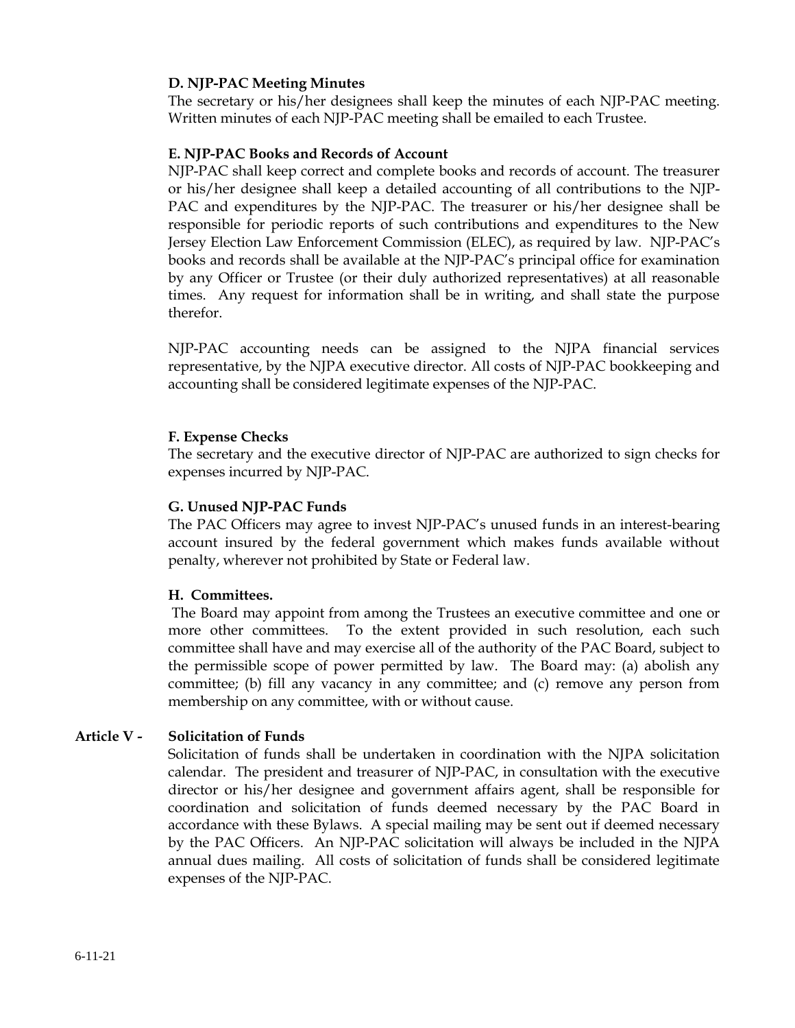**D. NJP-PAC Meeting Minutes**

The secretary or his/her designees shall keep the minutes of each NJP-PAC meeting. Written minutes of each NJP-PAC meeting shall be emailed to each Trustee.

**E. NJP-PAC Books and Records of Account**

NJP-PAC shall keep correct and complete books and records of account. The treasurer or his/her designee shall keep a detailed accounting of all contributions to the NJP-PAC and expenditures by the NJP-PAC. The treasurer or his/her designee shall be responsible for periodic reports of such contributions and expenditures to the New Jersey Election Law Enforcement Commission (ELEC), as required by law. NJP-PAC's books and records shall be available at the NJP-PAC's principal office for examination by any Officer or Trustee (or their duly authorized representatives) at all reasonable times. Any request for information shall be in writing, and shall state the purpose therefor.

NJP-PAC accounting needs can be assigned to the NJPA financial services representative, by the NJPA executive director. All costs of NJP-PAC bookkeeping and accounting shall be considered legitimate expenses of the NJP-PAC.

**F. Expense Checks**

The secretary and the executive director of NJP-PAC are authorized to sign checks for expenses incurred by NJP-PAC.

**G. Unused NJP-PAC Funds**

The PAC Officers may agree to invest NJP-PAC's unused funds in an interest-bearing account insured by the federal government which makes funds available without penalty, wherever not prohibited by State or Federal law.

**H. Committees.**

The Board may appoint from among the Trustees an executive committee and one or more other committees. To the extent provided in such resolution, each such committee shall have and may exercise all of the authority of the PAC Board, subject to the permissible scope of power permitted by law. The Board may: (a) abolish any committee; (b) fill any vacancy in any committee; and (c) remove any person from membership on any committee, with or without cause.

**Article V - Solicitation of Funds**

Solicitation of funds shall be undertaken in coordination with the NJPA solicitation calendar. The president and treasurer of NJP-PAC, in consultation with the executive director or his/her designee and government affairs agent, shall be responsible for coordination and solicitation of funds deemed necessary by the PAC Board in accordance with these Bylaws. A special mailing may be sent out if deemed necessary by the PAC Officers. An NJP-PAC solicitation will always be included in the NJPA annual dues mailing. All costs of solicitation of funds shall be considered legitimate expenses of the NJP-PAC.

6-11-21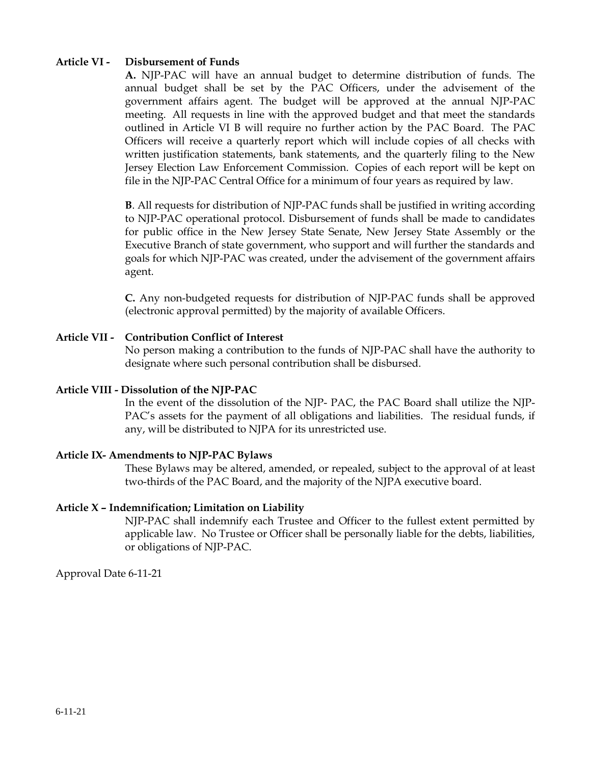**Article VI - Disbursement of Funds**

**A.** NJP-PAC will have an annual budget to determine distribution of funds. The annual budget shall be set by the PAC Officers, under the advisement of the government affairs agent. The budget will be approved at the annual NJP-PAC meeting. All requests in line with the approved budget and that meet the standards outlined in Article VI B will require no further action by the PAC Board. The PAC Officers will receive a quarterly report which will include copies of all checks with written justification statements, bank statements, and the quarterly filing to the New Jersey Election Law Enforcement Commission. Copies of each report will be kept on file in the NJP-PAC Central Office for a minimum of four years as required by law.

**B**. All requests for distribution of NJP-PAC funds shall be justified in writing according to NJP-PAC operational protocol. Disbursement of funds shall be made to candidates for public office in the New Jersey State Senate, New Jersey State Assembly or the Executive Branch of state government, who support and will further the standards and goals for which NJP-PAC was created, under the advisement of the government affairs agent.

**C.** Any non-budgeted requests for distribution of NJP-PAC funds shall be approved (electronic approval permitted) by the majority of available Officers.

**Article VII - Contribution Conflict of Interest**

No person making a contribution to the funds of NJP-PAC shall have the authority to designate where such personal contribution shall be disbursed.

**Article VIII - Dissolution of the NJP-PAC**

In the event of the dissolution of the NJP- PAC, the PAC Board shall utilize the NJP-PAC's assets for the payment of all obligations and liabilities. The residual funds, if any, will be distributed to NJPA for its unrestricted use.

**Article IX- Amendments to NJP-PAC Bylaws**

These Bylaws may be altered, amended, or repealed, subject to the approval of at least two-thirds of the PAC Board, and the majority of the NJPA executive board.

**Article X – Indemnification; Limitation on Liability**

NJP-PAC shall indemnify each Trustee and Officer to the fullest extent permitted by applicable law. No Trustee or Officer shall be personally liable for the debts, liabilities, or obligations of NJP-PAC.

Approval Date 6-11-21